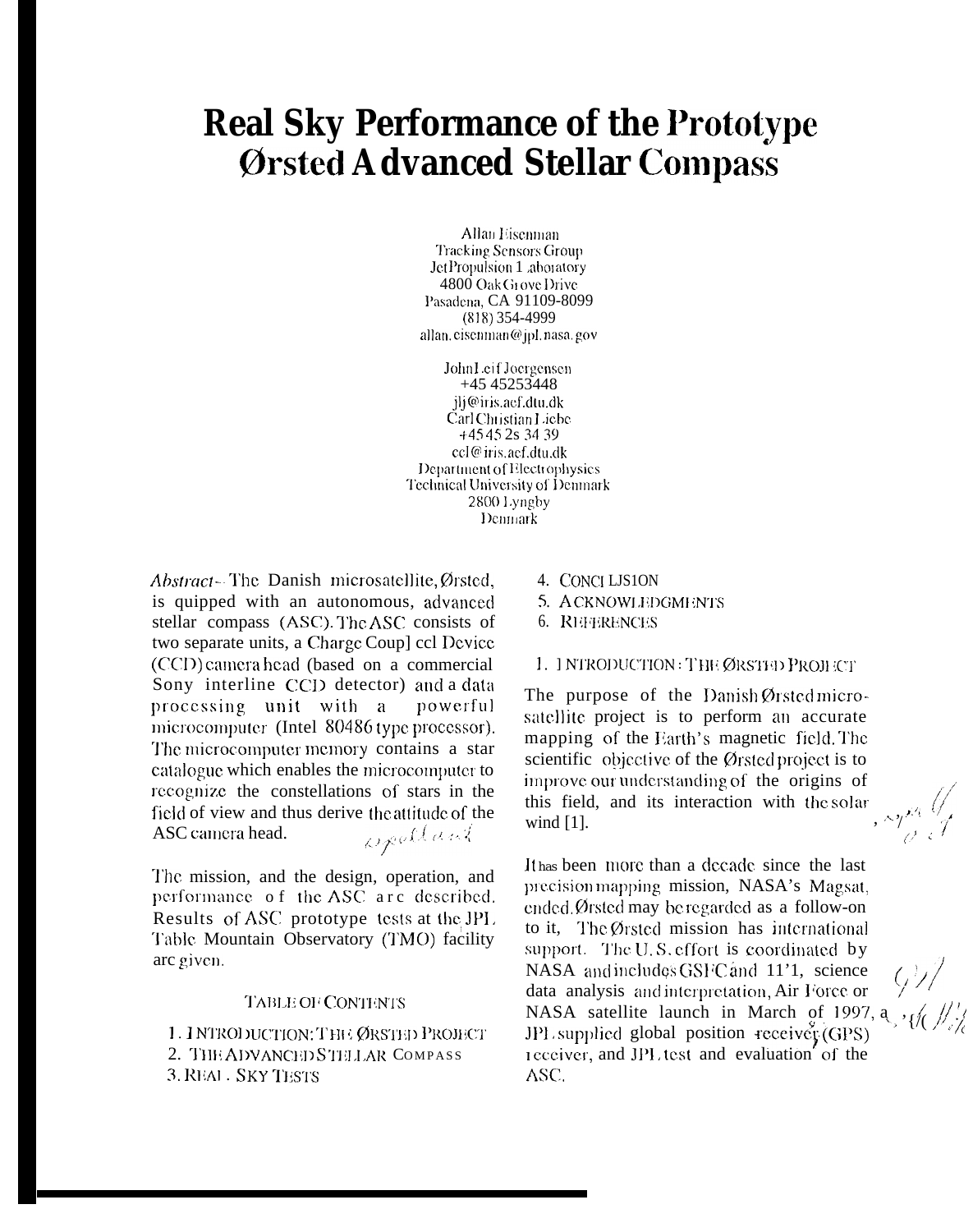# Real Sky Performance of the Prototype Ørsted Advanced Stellar Compass

Allan Eisenman
Tracking Sensors Group
Jet Propulsion Laboratory
4800 Oak Grove Drive
Pasadena, CA 91109-8099
(818) 354-4999
allan.eisenman@jpl.nasa.gov

John Leif Joergensen
+45 45253448
jlj@iris.aef.dtu.dk
Carl Christian Liebe
+45 45 25 34 39
ccl@iris.aef.dtu.dk
Department of Electrophysics
Technical University of Denmark
2800 Lyngby
Denmark

*Abstract*— The Danish microsatellite, Ørsted, is quipped with an autonomous, advanced stellar compass (ASC). The ASC consists of two separate units, a Charge Coupled Device (CCD) camera head (based on a commercial Sony interline CCD detector) and a data processing unit with a powerful microcomputer (Intel 80486 type processor). The microcomputer memory contains a star catalogue which enables the microcomputer to recognize the constellations of stars in the field of view and thus derive the attitude of the ASC camera head.

The mission, and the design, operation, and performance of the ASC are described. Results of ASC prototype tests at the JPL Table Mountain Observatory (TMO) facility are given.

TABLE OF CONTENTS

1. INTRODUCTION: THE ØRSTED PROJECT
2. THE ADVANCED STELLAR COMPASS
3. REAL SKY TESTS
4. CONCLUSION
5. ACKNOWLEDGMENTS
6. REFERENCES

## 1. INTRODUCTION: THE ØRSTED PROJECT

The purpose of the Danish Ørsted microsatellite project is to perform an accurate mapping of the Earth's magnetic field. The scientific objective of the Ørsted project is to improve our understanding of the origins of this field, and its interaction with the solar wind [1].

It has been more than a decade since the last precision mapping mission, NASA's Magsat, ended. Ørsted may be regarded as a follow-on to it, The Ørsted mission has international support. The U.S. effort is coordinated by NASA and includes GSFC and JPL, science data analysis and interpretation, Air Force or NASA satellite launch in March of 1997, a JPL supplied global position receiver (GPS) receiver, and JPL test and evaluation of the ASC.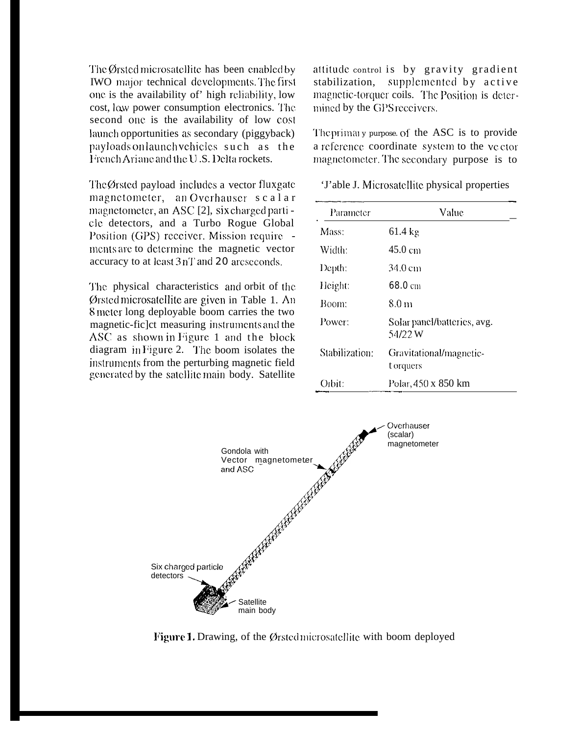The Ørsted microsatellite has been enabled by two major technical developments. The first one is the availability of high reliability, low cost, low power consumption electronics. The second one is the availability of low cost launch opportunities as secondary (piggyback) payloads on launch vehicles such as the French Ariane and the U.S. Delta rockets.

The Ørsted payload includes a vector fluxgate magnetometer, an Overhauser scalar magnetometer, an ASC [2], six charged particle detectors, and a Turbo Rogue Global Position (GPS) receiver. Mission requirements are to determine the magnetic vector accuracy to at least 3 nT and 20 arcseconds.

The physical characteristics and orbit of the Ørsted microsatellite are given in Table 1. An 8 meter long deployable boom carries the two magnetic-field measuring instruments and the ASC as shown in Figure 1 and the block diagram in Figure 2. The boom isolates the instruments from the perturbing magnetic field generated by the satellite main body. Satellite attitude control is by gravity gradient stabilization, supplemented by active magnetic-torquer coils. The Position is determined by the GPS receivers.

The primary purpose of the ASC is to provide a reference coordinate system to the vector magnetometer. The secondary purpose is to

Table 1. Microsatellite physical properties

| Parameter | Value |
| --- | --- |
| Mass: | 61.4 kg |
| Width: | 45.0 cm |
| Depth: | 34.0 cm |
| Height: | 68.0 cm |
| Boom: | 8.0 m |
| Power: | Solar panel/batteries, avg. 54/22 W |
| Stabilization: | Gravitational/magnetic-torquers |
| Orbit: | Polar, 450 x 850 km |

Overhauser (scalar) magnetometer

Gondola with Vector magnetometer and ASC

Six charged particle detectors

Satellite main body

**Figure 1.** Drawing, of the Ørsted microsatellite with boom deployed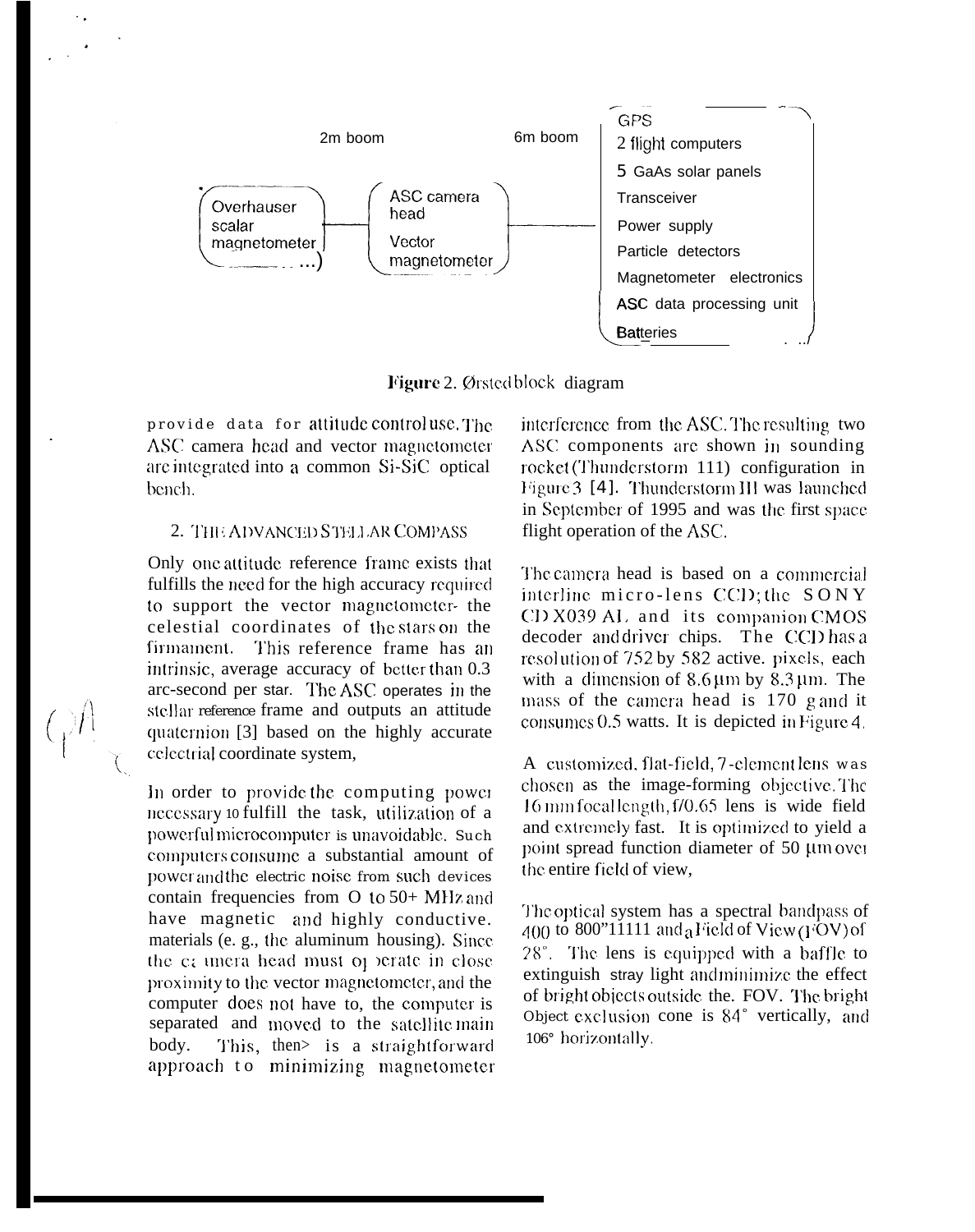2m boom

6m boom

Overhauser scalar magnetometer

ASC camera head

Vector magnetometer

GPS
2 flight computers
5 GaAs solar panels
Transceiver
Power supply
Particle detectors
Magnetometer electronics
ASC data processing unit
Batteries

**Figure** 2. Ørsted block diagram

provide data for attitude control use. The ASC camera head and vector magnetometer are integrated into a common Si-SiC optical bench.

## 2. THE ADVANCED STELLAR COMPASS

Only one attitude reference frame exists that fulfills the need for the high accuracy required to support the vector magnetometer- the celestial coordinates of the stars on the firmament. This reference frame has an intrinsic, average accuracy of better than 0.3 arc-second per star. The ASC operates in the stellar reference frame and outputs an attitude quaternion [3] based on the highly accurate celestrial coordinate system,

In order to provide the computing power necessary 10 fulfill the task, utilization of a powerful microcomputer is unavoidable. Such computers consume a substantial amount of power and the electric noise from such devices contain frequencies from O to 50+ MHz and have magnetic and highly conductive. materials (e. g., the aluminum housing). Since the camera head must operate in close proximity to the vector magnetometer, and the computer does not have to, the computer is separated and moved to the satellite main body. This, then> is a straightforward approach to minimizing magnetometer interference from the ASC. The resulting two ASC components are shown in sounding rocket (Thunderstorm 111) configuration in Figure 3 [4]. Thunderstorm III was launched in September of 1995 and was the first space flight operation of the ASC.

The camera head is based on a commercial interline micro-lens CCD; the SONY CD X039 AL and its companion CMOS decoder and driver chips. The CCD has a resolution of 752 by 582 active. pixels, each with a dimension of 8.6 μm by 8.3 μm. The mass of the camera head is 170 g and it consumes 0.5 watts. It is depicted in Figure 4.

A customized, flat-field, 7-element lens was chosen as the image-forming objective. The 16 mm focal length, f/0.65 lens is wide field and extremely fast. It is optimized to yield a point spread function diameter of 50 μm over the entire field of view,

The optical system has a spectral bandpass of 400 to 800"11111 and a Field of View (FOV) of 28°. The lens is equipped with a baffle to extinguish stray light and minimize the effect of bright objects outside the. FOV. The bright Object exclusion cone is 84° vertically, and 106° horizontally.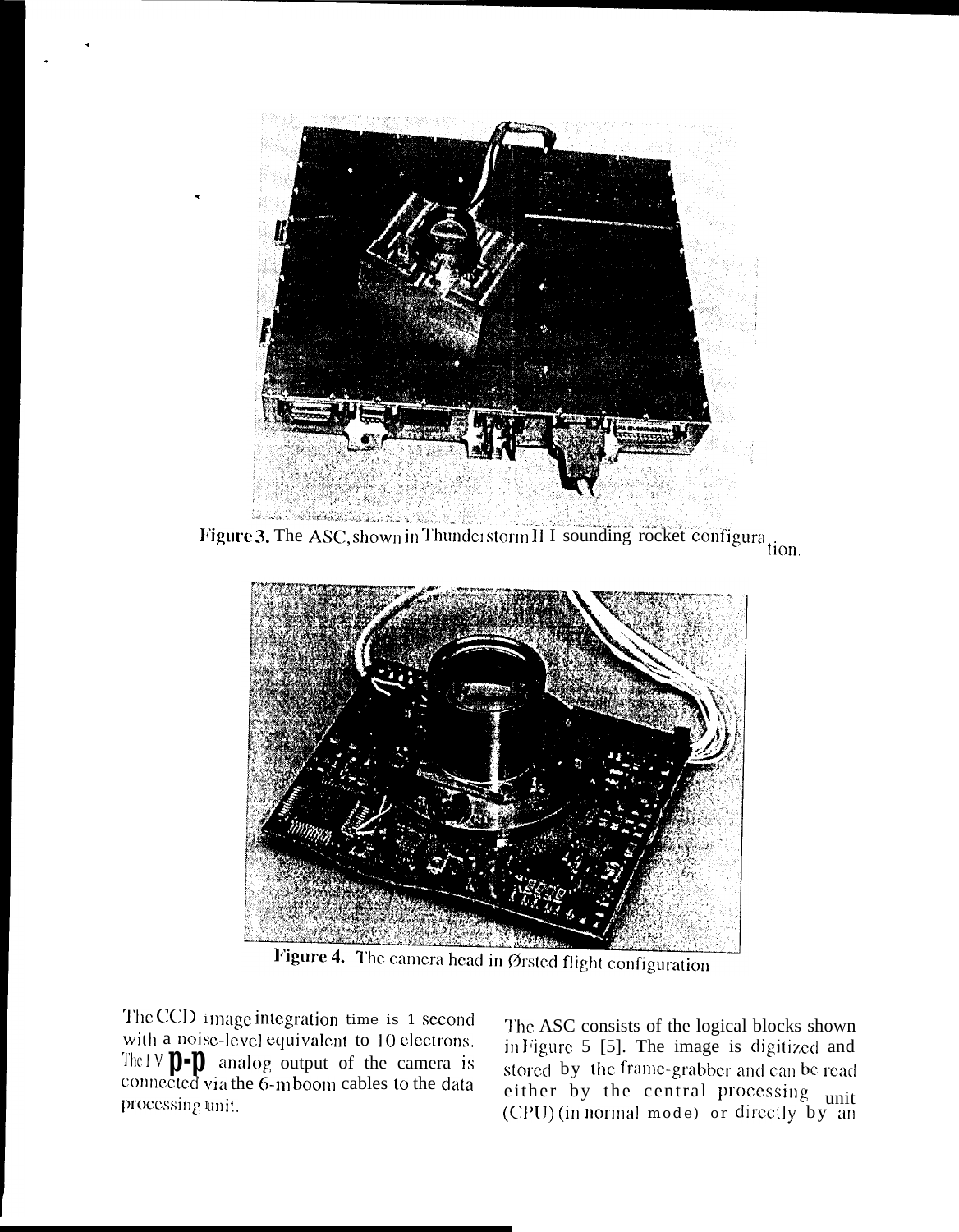Figure 3. The ASC, shown in Thunderstorm III sounding rocket configuration.

Figure 4. The camera head in Ørsted flight configuration

The CCD image integration time is 1 second with a noise-level equivalent to 10 electrons. The 1 V p-p analog output of the camera is connected via the 6-m boom cables to the data processing unit.

The ASC consists of the logical blocks shown in Figure 5 [5]. The image is digitized and stored by the frame-grabber and can be read either by the central processing unit (CPU) (in normal mode) or directly by an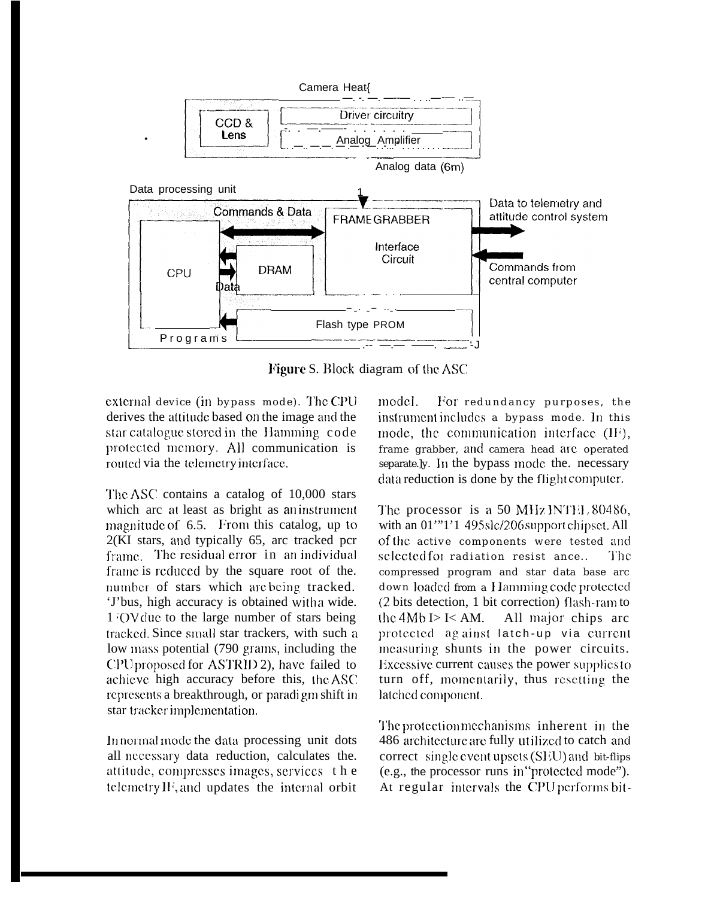Camera Head

CCD & Lens

Driver circuitry

Analog Amplifier

Analog data (6m)

Data processing unit

Commands & Data

FRAME GRABBER

Interface Circuit

Data to telemetry and attitude control system

Commands from central computer

CPU

DRAM

Data

Flash type PROM

Programs

**Figure 5.** Block diagram of the ASC

external device (in bypass mode). The CPU derives the attitude based on the image and the star catalogue stored in the Hamming code protected memory. All communication is routed via the telemetry interface.

The ASC contains a catalog of 10,000 stars which are at least as bright as an instrument magnitude of 6.5. From this catalog, up to 200 stars, and typically 65, are tracked per frame. The residual error in an individual frame is reduced by the square root of the number of stars which are being tracked. Thus high accuracy is obtained with a wide FOV due to the large number of stars being tracked. Since small star trackers, with such a low mass potential (790 grams, including the CPU proposed for ASTRID 2), have failed to achieve high accuracy before this, the ASC represents a breakthrough, or paradigm shift in star tracker implementation.

In normal mode the data processing unit does all necessary data reduction, calculates the attitude, compresses images, services the telemetry IF, and updates the internal orbit model. For redundancy purposes, the instrument includes a bypass mode. In this mode, the communication interface (IF), frame grabber, and camera head are operated separately. In the bypass mode the necessary data reduction is done by the flight computer.

The processor is a 50 MHz INTEL 80486, with an OPTI 495slc/206 support chipset. All of the active components were tested and selected for radiation resistance. The compressed program and star data base are down loaded from a Hamming code protected (2 bits detection, 1 bit correction) flash-ram to the 4Mb DRAM. All major chips are protected against latch-up via current measuring shunts in the power circuits. Excessive current causes the power supplies to turn off, momentarily, thus resetting the latched component.

The protection mechanisms inherent in the 486 architecture are fully utilized to catch and correct single event upsets (SEU) and bit-flips (e.g., the processor runs in "protected mode"). At regular intervals the CPU performs bit-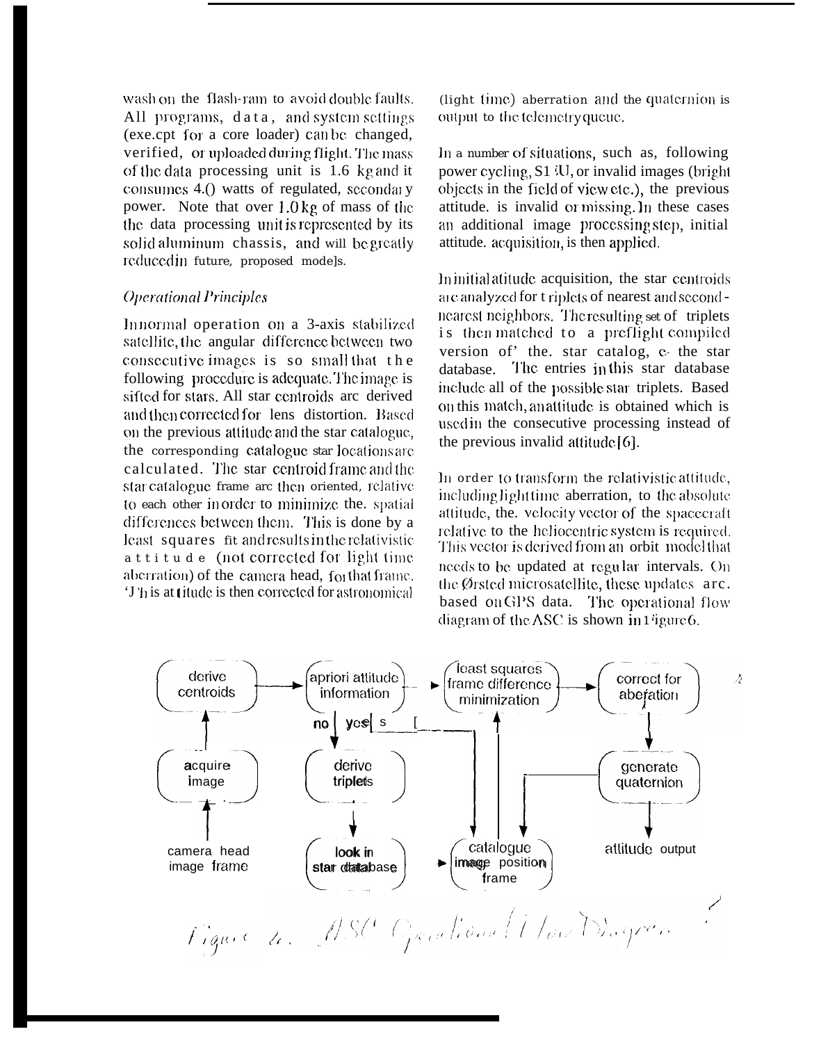wash on the flash-ram to avoid double faults. All programs, data, and system settings (exe.cpt for a core loader) can be changed, verified, or uploaded during flight. The mass of the data processing unit is 1.6 kg and it consumes 4.0 watts of regulated, secondary power. Note that over 1.0 kg of mass of the the data processing unit is represented by its solid aluminum chassis, and will be greatly reduced in future, proposed models.

*Operational Principles*

In normal operation on a 3-axis stabilized satellite, the angular difference between two consecutive images is so small that the following procedure is adequate. The image is sifted for stars. All star centroids are derived and then corrected for lens distortion. Based on the previous attitude and the star catalogue, the corresponding catalogue star locations are calculated. The star centroid frame and the star catalogue frame are then oriented, relative to each other in order to minimize the spatial differences between them. This is done by a least squares fit and results in the relativistic attitude (not corrected for light time aberration) of the camera head, for that frame. This attitude is then corrected for astronomical (light time) aberration and the quaternion is output to the telemetry queue.

In a number of situations, such as, following power cycling, SEU, or invalid images (bright objects in the field of view etc.), the previous attitude. is invalid or missing. In these cases an additional image processing step, initial attitude. acquisition, is then applied.

In initial attitude acquisition, the star centroids are analyzed for triplets of nearest and second-nearest neighbors. The resulting set of triplets is then matched to a preflight compiled version of the star catalog, c- the star database. The entries in this star database include all of the possible star triplets. Based on this match, an attitude is obtained which is used in the consecutive processing instead of the previous invalid attitude [6].

In order to transform the relativistic attitude, including light time aberration, to the absolute attitude, the. velocity vector of the spacecraft relative to the heliocentric system is required. This vector is derived from an orbit model that needs to be updated at regular intervals. On the Ørsted microsatellite, these updates are. based on GPS data. The operational flow diagram of the ASC is shown in Figure 6.

Figure 6. ASC Operational Flow Diagram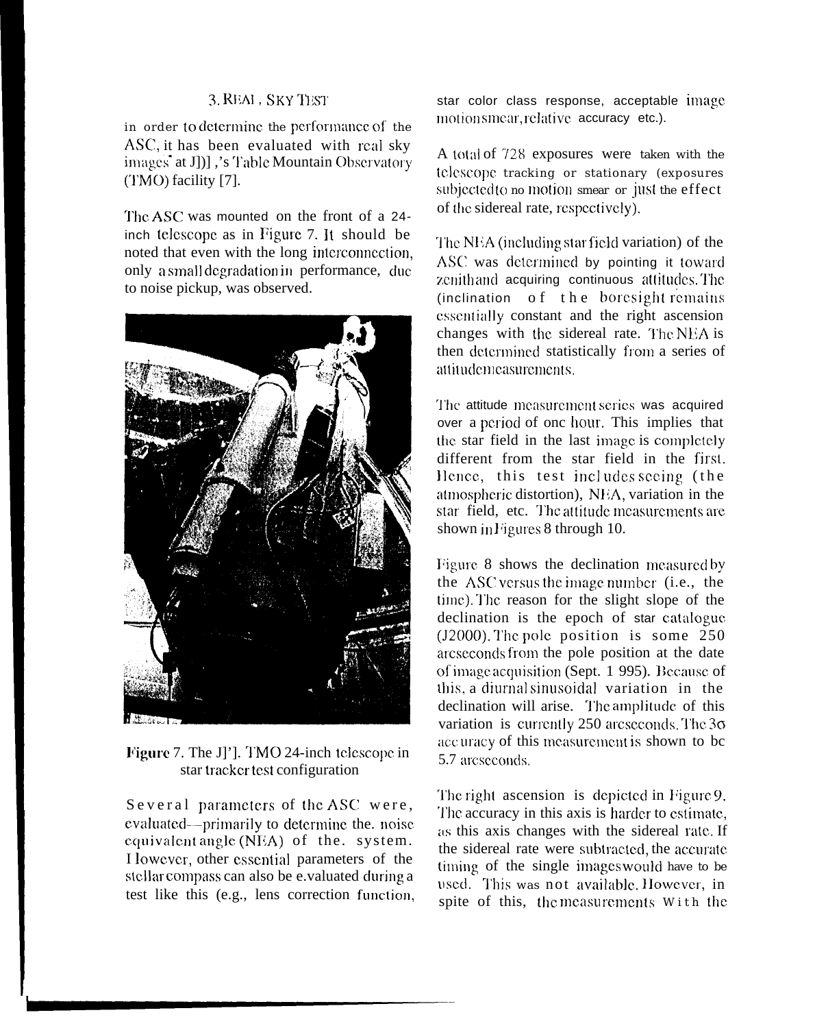## 3. REAL SKY TEST

In order to determine the performance of the ASC, it has been evaluated with real sky images at JPL's Table Mountain Observatory (TMO) facility [7].

The ASC was mounted on the front of a 24-inch telescope as in Figure 7. It should be noted that even with the long interconnection, only a small degradation in performance, due to noise pickup, was observed.

Figure 7. The JPL TMO 24-inch telescope in star tracker test configuration

Several parameters of the ASC were evaluated—primarily to determine the noise equivalent angle (NEA) of the system. However, other essential parameters of the stellar compass can also be evaluated during a test like this (e.g., lens correction function, star color class response, acceptable image motion smear, relative accuracy etc.).

A total of 728 exposures were taken with the telescope tracking or stationary (exposures subjected to no motion smear or just the effect of the sidereal rate, respectively).

The NEA (including star field variation) of the ASC was determined by pointing it toward zenith and acquiring continuous attitudes. The (inclination of the boresight remains essentially constant and the right ascension changes with the sidereal rate. The NEA is then determined statistically from a series of attitude measurements.

The attitude measurement series was acquired over a period of one hour. This implies that the star field in the last image is completely different from the star field in the first. Hence, this test includes seeing (the atmospheric distortion), NEA, variation in the star field, etc. The attitude measurements are shown in Figures 8 through 10.

Figure 8 shows the declination measured by the ASC versus the image number (i.e., the time). The reason for the slight slope of the declination is the epoch of star catalogue (J2000). The pole position is some 250 arcseconds from the pole position at the date of image acquisition (Sept. 1 995). Because of this, a diurnal sinusoidal variation in the declination will arise. The amplitude of this variation is currently 250 arcseconds. The $3\sigma$ accuracy of this measurement is shown to be 5.7 arcseconds.

The right ascension is depicted in Figure 9. The accuracy in this axis is harder to estimate, as this axis changes with the sidereal rate. If the sidereal rate were subtracted, the accurate timing of the single images would have to be used. This was not available. However, in spite of this, the measurements with the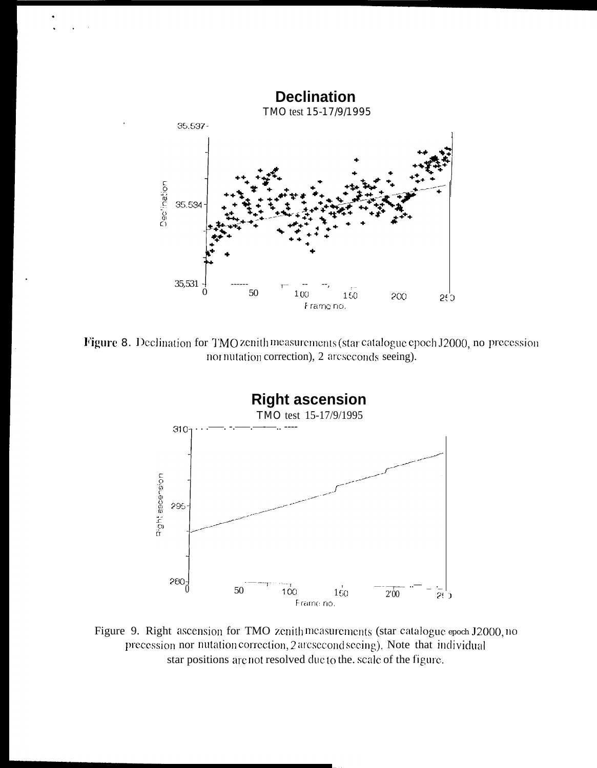Figure 8. Declination for TMO zenith measurements (star catalogue epoch J2000, no precession nor nutation correction), 2 arcseconds seeing).

Figure 9. Right ascension for TMO zenith measurements (star catalogue epoch J2000, no precession nor nutation correction, 2 arcsecond seeing). Note that individual star positions are not resolved due to the scale of the figure.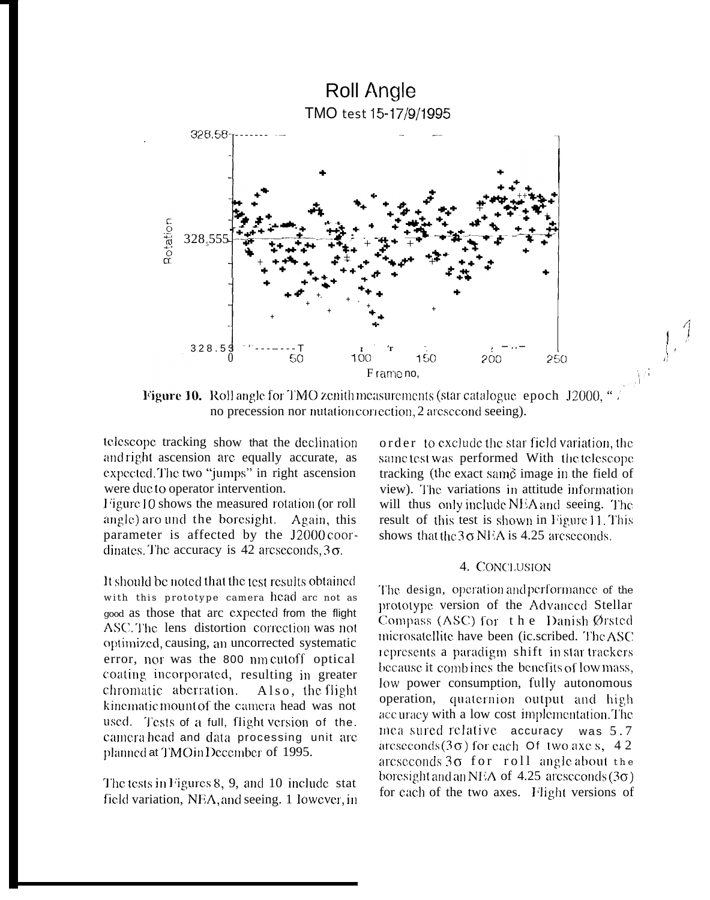Roll Angle

TMO test 15-17/9/1995

**Figure 10.** Roll angle for TMO zenith measurements (star catalogue epoch J2000, no precession nor nutation correction, 2 arcsecond seeing).

telescope tracking show that the declination and right ascension are equally accurate, as expected. The two "jumps" in right ascension were due to operator intervention.

Figure 10 shows the measured rotation (or roll angle) around the boresight. Again, this parameter is affected by the J2000 coordinates. The accuracy is 42 arcseconds, $3\sigma$.

It should be noted that the test results obtained with this prototype camera head are not as good as those that are expected from the flight ASC. The lens distortion correction was not optimized, causing an uncorrected systematic error, nor was the 800 nm cutoff optical coating incorporated, resulting in greater chromatic aberration. Also, the flight kinematic mount of the camera head was not used. Tests of a full, flight version of the camera head and data processing unit are planned at TMO in December of 1995.

The tests in Figures 8, 9, and 10 include star field variation, NEA, and seeing. However, in order to exclude the star field variation, the same test was performed with the telescope tracking (the exact same image in the field of view). The variations in attitude information will thus only include NEA and seeing. The result of this test is shown in Figure 11. This shows that the $3\sigma$ NEA is 4.25 arcseconds.

## 4. CONCLUSION

The design, operation and performance of the prototype version of the Advanced Stellar Compass (ASC) for the Danish Ørsted microsatellite have been described. The ASC represents a paradigm shift in star trackers because it combines the benefits of low mass, low power consumption, fully autonomous operation, quaternion output and high accuracy with a low cost implementation. The measured relative accuracy was 5.7 arcseconds ($3\sigma$) for each of two axes, 42 arcseconds $3\sigma$ for roll angle about the boresight and an NEA of 4.25 arcseconds ($3\sigma$) for each of the two axes. Flight versions of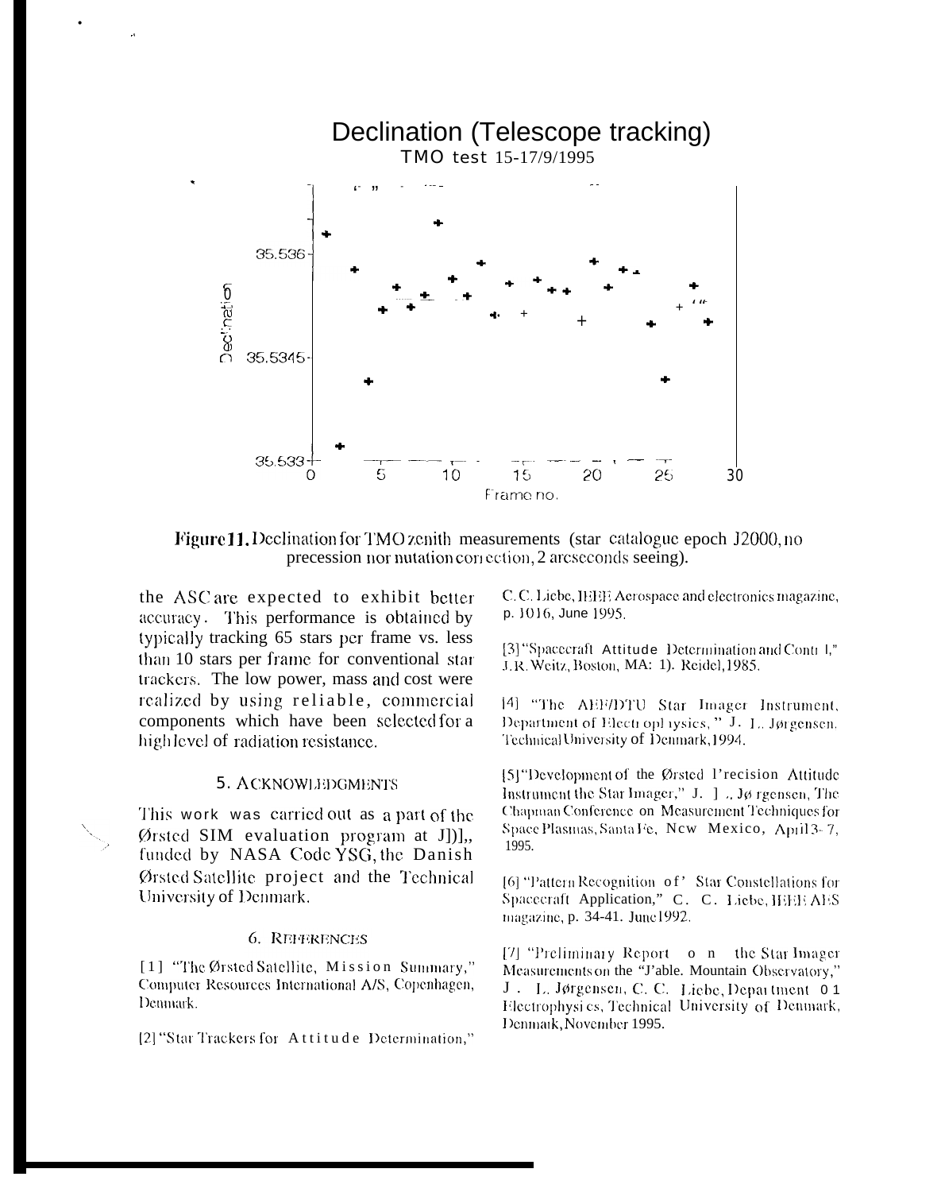Figure 11. Declination for TMO zenith measurements (star catalogue epoch J2000, no precession nor nutation correction, 2 arcseconds seeing).

the ASC are expected to exhibit better accuracy. This performance is obtained by typically tracking 65 stars per frame vs. less than 10 stars per frame for conventional star trackers. The low power, mass and cost were realized by using reliable, commercial components which have been selected for a high level of radiation resistance.

## 5. ACKNOWLEDGMENTS

This work was carried out as a part of the Ørsted SIM evaluation program at JPL, funded by NASA Code YSG, the Danish Ørsted Satellite project and the Technical University of Denmark.

## 6. REFERENCES

[1] "The Ørsted Satellite, Mission Summary," Computer Resources International A/S, Copenhagen, Denmark.

[2] "Star Trackers for Attitude Determination," C. C. Liebe, IEEE Aerospace and electronics magazine, p. 1016, June 1995.

[3] "Spacecraft Attitude Determination and Control," J.R. Weitz, Boston, MA: D. Reidel, 1985.

[4] "The AEF/DTU Star Imager Instrument, Department of Electrophysics," J. L. Jørgensen, Technical University of Denmark, 1994.

[5] "Development of the Ørsted Precision Attitude Instrument the Star Imager," J. L. Jørgensen, The Chapman Conference on Measurement Techniques for Space Plasmas, Santa Fe, New Mexico, April 3-7, 1995.

[6] "Pattern Recognition of Star Constellations for Spacecraft Application," C. C. Liebe, IEEE AES magazine, p. 34-41. June 1992.

[7] "Preliminary Report on the Star Imager Measurements on the "Table Mountain Observatory," J. L. Jørgensen, C. C. Liebe, Department of Electrophysics, Technical University of Denmark, November 1995.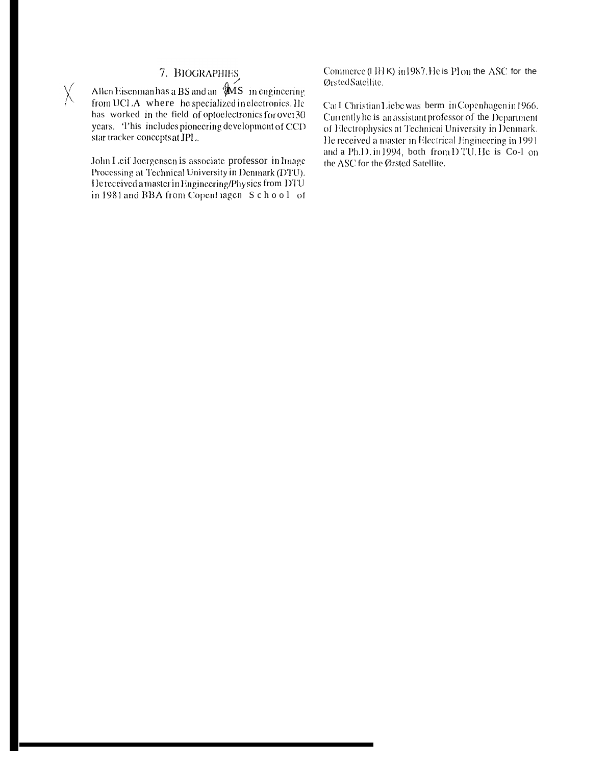## 7. BIOGRAPHIES

Allen Eisenman has a BS and an MS in engineering from UCLA where he specialized in electronics. He has worked in the field of optoelectronics for over 30 years. This includes pioneering development of CCD star tracker concepts at JPL.

John Leif Joergensen is associate professor in Image Processing at Technical University in Denmark (DTU). He received a master in Engineering/Physics from DTU in 1981 and BBA from Copenhagen School of Commerce (HHK) in 1987. He is PI on the ASC for the Ørsted Satellite.

Carl Christian Liebe was berm in Copenhagen in 1966. Currently he is an assistant professor of the Department of Electrophysics at Technical University in Denmark. He received a master in Electrical Engineering in 1991 and a Ph.D. in 1994, both from DTU. He is Co-I on the ASC for the Ørsted Satellite.